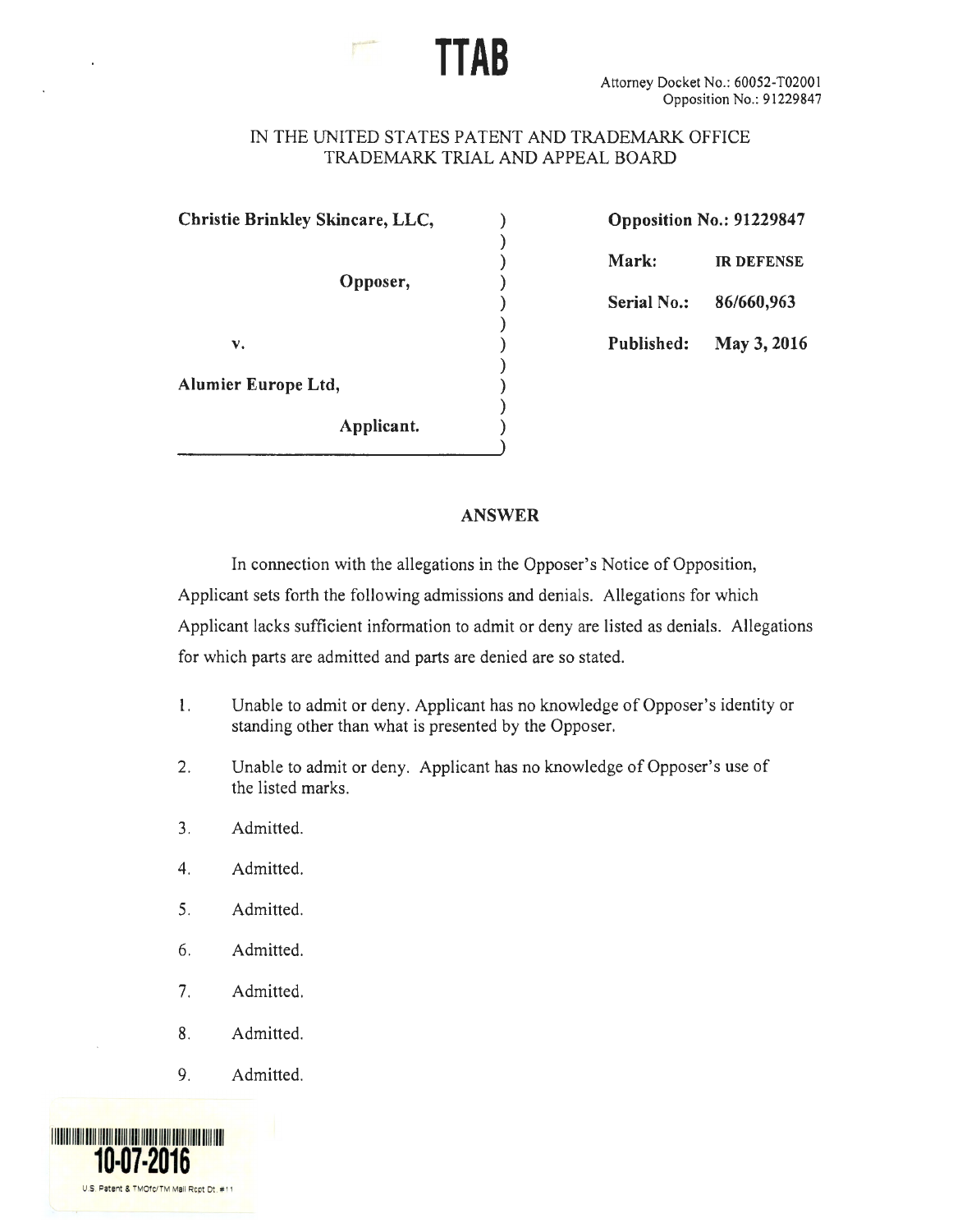TTAB

Attorney Docket No.: 60052-T02001
Opposition No.: 91229847

IN THE UNITED STATES PATENT AND TRADEMARK OFFICE
TRADEMARK TRIAL AND APPEAL BOARD

| | |
|---|---|
| **Christie Brinkley Skincare, LLC,** | **Opposition No.: 91229847** |
| **Opposer,** | **Mark:** **IR DEFENSE** |
| **v.** | **Serial No.:** **86/660,963** |
| **Alumier Europe Ltd,** | **Published:** **May 3, 2016** |
| **Applicant.** | |

## ANSWER

In connection with the allegations in the Opposer's Notice of Opposition, Applicant sets forth the following admissions and denials. Allegations for which Applicant lacks sufficient information to admit or deny are listed as denials. Allegations for which parts are admitted and parts are denied are so stated.

1. Unable to admit or deny. Applicant has no knowledge of Opposer's identity or standing other than what is presented by the Opposer.
2. Unable to admit or deny. Applicant has no knowledge of Opposer's use of the listed marks.
3. Admitted.
4. Admitted.
5. Admitted.
6. Admitted.
7. Admitted.
8. Admitted.
9. Admitted.

10-07-2016

U.S. Patent & TMOfc/TM Mail Rcpt Dt. #11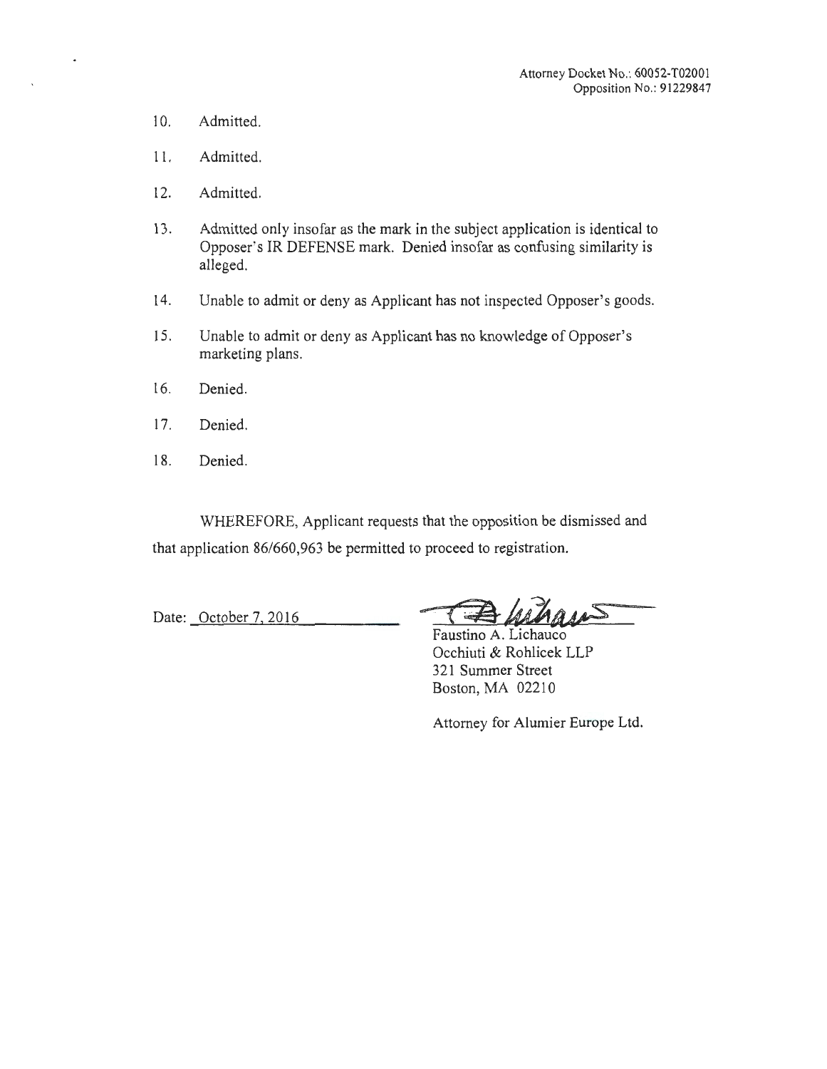Attorney Docket No.: 60052-T02001
Opposition No.: 91229847

10. Admitted.

11. Admitted.

12. Admitted.

13. Admitted only insofar as the mark in the subject application is identical to Opposer's IR DEFENSE mark. Denied insofar as confusing similarity is alleged.

14. Unable to admit or deny as Applicant has not inspected Opposer's goods.

15. Unable to admit or deny as Applicant has no knowledge of Opposer's marketing plans.

16. Denied.

17. Denied.

18. Denied.

WHEREFORE, Applicant requests that the opposition be dismissed and that application 86/660,963 be permitted to proceed to registration.

Date: October 7, 2016

Faustino A. Lichauco
Occhiuti & Rohlicek LLP
321 Summer Street
Boston, MA 02210

Attorney for Alumier Europe Ltd.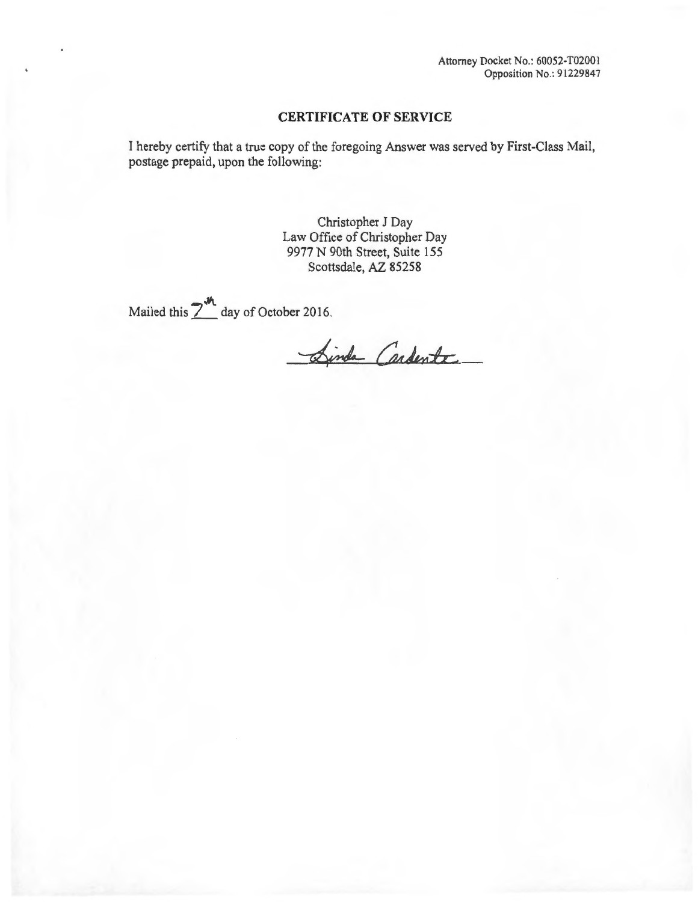Attorney Docket No.: 60052-T02001
Opposition No.: 91229847

## CERTIFICATE OF SERVICE

I hereby certify that a true copy of the foregoing Answer was served by First-Class Mail, postage prepaid, upon the following:

Christopher J Day
Law Office of Christopher Day
9977 N 90th Street, Suite 155
Scottsdale, AZ 85258

Mailed this 7th day of October 2016.

Linda Carpenter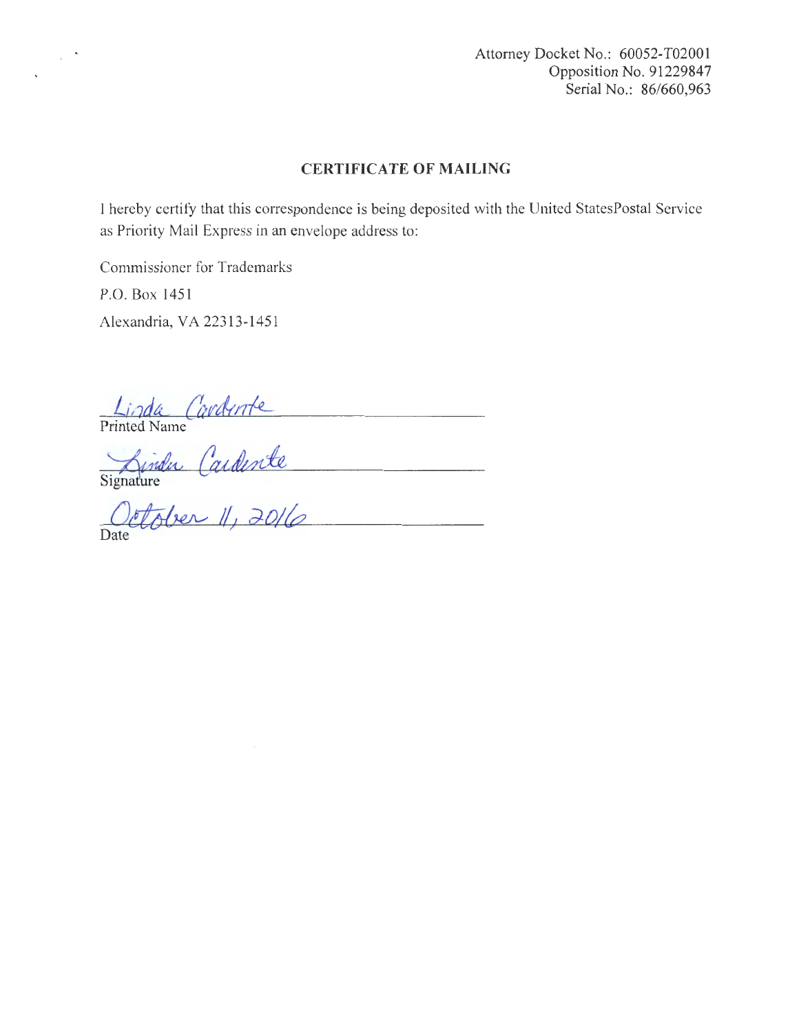Attorney Docket No.: 60052-T02001
Opposition No. 91229847
Serial No.: 86/660,963

## CERTIFICATE OF MAILING

I hereby certify that this correspondence is being deposited with the United StatesPostal Service as Priority Mail Express in an envelope address to:

Commissioner for Trademarks

P.O. Box 1451

Alexandria, VA 22313-1451

Linda Cardente
Printed Name

Linda Cardente
Signature

October 11, 2016
Date